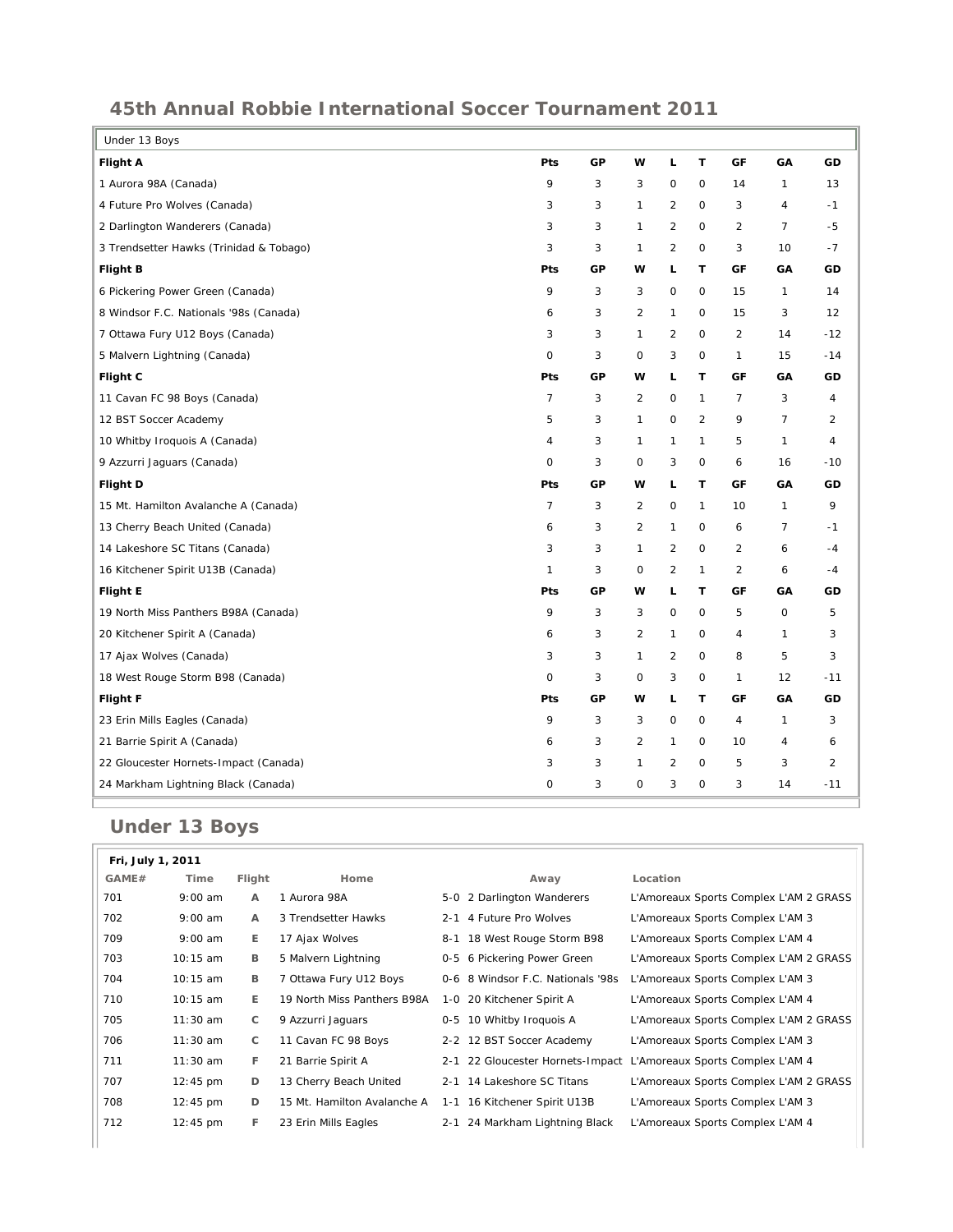## 45th Annual Robbie International Soccer Tournament 2011

| Under 13 Boys | | | | | | | | |
|---|---|---|---|---|---|---|---|---|
| **Flight A** | **Pts** | **GP** | **W** | **L** | **T** | **GF** | **GA** | **GD** |
| 1 Aurora 98A (Canada) | 9 | 3 | 3 | 0 | 0 | 14 | 1 | 13 |
| 4 Future Pro Wolves (Canada) | 3 | 3 | 1 | 2 | 0 | 3 | 4 | -1 |
| 2 Darlington Wanderers (Canada) | 3 | 3 | 1 | 2 | 0 | 2 | 7 | -5 |
| 3 Trendsetter Hawks (Trinidad & Tobago) | 3 | 3 | 1 | 2 | 0 | 3 | 10 | -7 |
| **Flight B** | **Pts** | **GP** | **W** | **L** | **T** | **GF** | **GA** | **GD** |
| 6 Pickering Power Green (Canada) | 9 | 3 | 3 | 0 | 0 | 15 | 1 | 14 |
| 8 Windsor F.C. Nationals '98s (Canada) | 6 | 3 | 2 | 1 | 0 | 15 | 3 | 12 |
| 7 Ottawa Fury U12 Boys (Canada) | 3 | 3 | 1 | 2 | 0 | 2 | 14 | -12 |
| 5 Malvern Lightning (Canada) | 0 | 3 | 0 | 3 | 0 | 1 | 15 | -14 |
| **Flight C** | **Pts** | **GP** | **W** | **L** | **T** | **GF** | **GA** | **GD** |
| 11 Cavan FC 98 Boys (Canada) | 7 | 3 | 2 | 0 | 1 | 7 | 3 | 4 |
| 12 BST Soccer Academy | 5 | 3 | 1 | 0 | 2 | 9 | 7 | 2 |
| 10 Whitby Iroquois A (Canada) | 4 | 3 | 1 | 1 | 1 | 5 | 1 | 4 |
| 9 Azzurri Jaguars (Canada) | 0 | 3 | 0 | 3 | 0 | 6 | 16 | -10 |
| **Flight D** | **Pts** | **GP** | **W** | **L** | **T** | **GF** | **GA** | **GD** |
| 15 Mt. Hamilton Avalanche A (Canada) | 7 | 3 | 2 | 0 | 1 | 10 | 1 | 9 |
| 13 Cherry Beach United (Canada) | 6 | 3 | 2 | 1 | 0 | 6 | 7 | -1 |
| 14 Lakeshore SC Titans (Canada) | 3 | 3 | 1 | 2 | 0 | 2 | 6 | -4 |
| 16 Kitchener Spirit U13B (Canada) | 1 | 3 | 0 | 2 | 1 | 2 | 6 | -4 |
| **Flight E** | **Pts** | **GP** | **W** | **L** | **T** | **GF** | **GA** | **GD** |
| 19 North Miss Panthers B98A (Canada) | 9 | 3 | 3 | 0 | 0 | 5 | 0 | 5 |
| 20 Kitchener Spirit A (Canada) | 6 | 3 | 2 | 1 | 0 | 4 | 1 | 3 |
| 17 Ajax Wolves (Canada) | 3 | 3 | 1 | 2 | 0 | 8 | 5 | 3 |
| 18 West Rouge Storm B98 (Canada) | 0 | 3 | 0 | 3 | 0 | 1 | 12 | -11 |
| **Flight F** | **Pts** | **GP** | **W** | **L** | **T** | **GF** | **GA** | **GD** |
| 23 Erin Mills Eagles (Canada) | 9 | 3 | 3 | 0 | 0 | 4 | 1 | 3 |
| 21 Barrie Spirit A (Canada) | 6 | 3 | 2 | 1 | 0 | 10 | 4 | 6 |
| 22 Gloucester Hornets-Impact (Canada) | 3 | 3 | 1 | 2 | 0 | 5 | 3 | 2 |
| 24 Markham Lightning Black (Canada) | 0 | 3 | 0 | 3 | 0 | 3 | 14 | -11 |

## Under 13 Boys

**Fri, July 1, 2011**

| GAME# | Time | Flight | Home | | Away | Location |
|---|---|---|---|---|---|---|
| 701 | 9:00 am | A | 1 Aurora 98A | 5-0 | 2 Darlington Wanderers | L'Amoreaux Sports Complex L'AM 2 GRASS |
| 702 | 9:00 am | A | 3 Trendsetter Hawks | 2-1 | 4 Future Pro Wolves | L'Amoreaux Sports Complex L'AM 3 |
| 709 | 9:00 am | E | 17 Ajax Wolves | 8-1 | 18 West Rouge Storm B98 | L'Amoreaux Sports Complex L'AM 4 |
| 703 | 10:15 am | B | 5 Malvern Lightning | 0-5 | 6 Pickering Power Green | L'Amoreaux Sports Complex L'AM 2 GRASS |
| 704 | 10:15 am | B | 7 Ottawa Fury U12 Boys | 0-6 | 8 Windsor F.C. Nationals '98s | L'Amoreaux Sports Complex L'AM 3 |
| 710 | 10:15 am | E | 19 North Miss Panthers B98A | 1-0 | 20 Kitchener Spirit A | L'Amoreaux Sports Complex L'AM 4 |
| 705 | 11:30 am | C | 9 Azzurri Jaguars | 0-5 | 10 Whitby Iroquois A | L'Amoreaux Sports Complex L'AM 2 GRASS |
| 706 | 11:30 am | C | 11 Cavan FC 98 Boys | 2-2 | 12 BST Soccer Academy | L'Amoreaux Sports Complex L'AM 3 |
| 711 | 11:30 am | F | 21 Barrie Spirit A | 2-1 | 22 Gloucester Hornets-Impact | L'Amoreaux Sports Complex L'AM 4 |
| 707 | 12:45 pm | D | 13 Cherry Beach United | 2-1 | 14 Lakeshore SC Titans | L'Amoreaux Sports Complex L'AM 2 GRASS |
| 708 | 12:45 pm | D | 15 Mt. Hamilton Avalanche A | 1-1 | 16 Kitchener Spirit U13B | L'Amoreaux Sports Complex L'AM 3 |
| 712 | 12:45 pm | F | 23 Erin Mills Eagles | 2-1 | 24 Markham Lightning Black | L'Amoreaux Sports Complex L'AM 4 |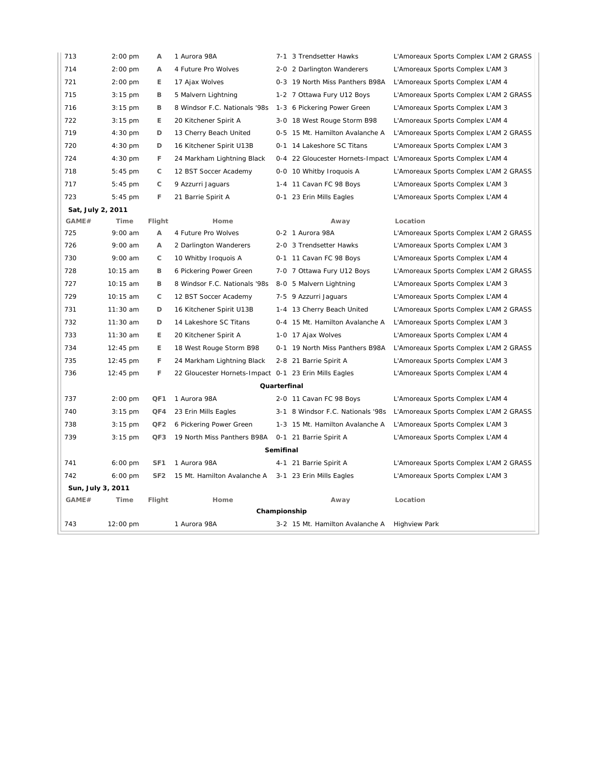| | | | | | | |
|---|---|---|---|---|---|---|
| 713 | 2:00 pm | A | 1 Aurora 98A | 7-1 | 3 Trendsetter Hawks | L'Amoreaux Sports Complex L'AM 2 GRASS |
| 714 | 2:00 pm | A | 4 Future Pro Wolves | 2-0 | 2 Darlington Wanderers | L'Amoreaux Sports Complex L'AM 3 |
| 721 | 2:00 pm | E | 17 Ajax Wolves | 0-3 | 19 North Miss Panthers B98A | L'Amoreaux Sports Complex L'AM 4 |
| 715 | 3:15 pm | B | 5 Malvern Lightning | 1-2 | 7 Ottawa Fury U12 Boys | L'Amoreaux Sports Complex L'AM 2 GRASS |
| 716 | 3:15 pm | B | 8 Windsor F.C. Nationals '98s | 1-3 | 6 Pickering Power Green | L'Amoreaux Sports Complex L'AM 3 |
| 722 | 3:15 pm | E | 20 Kitchener Spirit A | 3-0 | 18 West Rouge Storm B98 | L'Amoreaux Sports Complex L'AM 4 |
| 719 | 4:30 pm | D | 13 Cherry Beach United | 0-5 | 15 Mt. Hamilton Avalanche A | L'Amoreaux Sports Complex L'AM 2 GRASS |
| 720 | 4:30 pm | D | 16 Kitchener Spirit U13B | 0-1 | 14 Lakeshore SC Titans | L'Amoreaux Sports Complex L'AM 3 |
| 724 | 4:30 pm | F | 24 Markham Lightning Black | 0-4 | 22 Gloucester Hornets-Impact | L'Amoreaux Sports Complex L'AM 4 |
| 718 | 5:45 pm | C | 12 BST Soccer Academy | 0-0 | 10 Whitby Iroquois A | L'Amoreaux Sports Complex L'AM 2 GRASS |
| 717 | 5:45 pm | C | 9 Azzurri Jaguars | 1-4 | 11 Cavan FC 98 Boys | L'Amoreaux Sports Complex L'AM 3 |
| 723 | 5:45 pm | F | 21 Barrie Spirit A | 0-1 | 23 Erin Mills Eagles | L'Amoreaux Sports Complex L'AM 4 |

**Sat, July 2, 2011**

| GAME# | Time | Flight | Home | | Away | Location |
|---|---|---|---|---|---|---|
| 725 | 9:00 am | A | 4 Future Pro Wolves | 0-2 | 1 Aurora 98A | L'Amoreaux Sports Complex L'AM 2 GRASS |
| 726 | 9:00 am | A | 2 Darlington Wanderers | 2-0 | 3 Trendsetter Hawks | L'Amoreaux Sports Complex L'AM 3 |
| 730 | 9:00 am | C | 10 Whitby Iroquois A | 0-1 | 11 Cavan FC 98 Boys | L'Amoreaux Sports Complex L'AM 4 |
| 728 | 10:15 am | B | 6 Pickering Power Green | 7-0 | 7 Ottawa Fury U12 Boys | L'Amoreaux Sports Complex L'AM 2 GRASS |
| 727 | 10:15 am | B | 8 Windsor F.C. Nationals '98s | 8-0 | 5 Malvern Lightning | L'Amoreaux Sports Complex L'AM 3 |
| 729 | 10:15 am | C | 12 BST Soccer Academy | 7-5 | 9 Azzurri Jaguars | L'Amoreaux Sports Complex L'AM 4 |
| 731 | 11:30 am | D | 16 Kitchener Spirit U13B | 1-4 | 13 Cherry Beach United | L'Amoreaux Sports Complex L'AM 2 GRASS |
| 732 | 11:30 am | D | 14 Lakeshore SC Titans | 0-4 | 15 Mt. Hamilton Avalanche A | L'Amoreaux Sports Complex L'AM 3 |
| 733 | 11:30 am | E | 20 Kitchener Spirit A | 1-0 | 17 Ajax Wolves | L'Amoreaux Sports Complex L'AM 4 |
| 734 | 12:45 pm | E | 18 West Rouge Storm B98 | 0-1 | 19 North Miss Panthers B98A | L'Amoreaux Sports Complex L'AM 2 GRASS |
| 735 | 12:45 pm | F | 24 Markham Lightning Black | 2-8 | 21 Barrie Spirit A | L'Amoreaux Sports Complex L'AM 3 |
| 736 | 12:45 pm | F | 22 Gloucester Hornets-Impact | 0-1 | 23 Erin Mills Eagles | L'Amoreaux Sports Complex L'AM 4 |
| | | | **Quarterfinal** | | | |
| 737 | 2:00 pm | QF1 | 1 Aurora 98A | 2-0 | 11 Cavan FC 98 Boys | L'Amoreaux Sports Complex L'AM 4 |
| 740 | 3:15 pm | QF4 | 23 Erin Mills Eagles | 3-1 | 8 Windsor F.C. Nationals '98s | L'Amoreaux Sports Complex L'AM 2 GRASS |
| 738 | 3:15 pm | QF2 | 6 Pickering Power Green | 1-3 | 15 Mt. Hamilton Avalanche A | L'Amoreaux Sports Complex L'AM 3 |
| 739 | 3:15 pm | QF3 | 19 North Miss Panthers B98A | 0-1 | 21 Barrie Spirit A | L'Amoreaux Sports Complex L'AM 4 |
| | | | **Semifinal** | | | |
| 741 | 6:00 pm | SF1 | 1 Aurora 98A | 4-1 | 21 Barrie Spirit A | L'Amoreaux Sports Complex L'AM 2 GRASS |
| 742 | 6:00 pm | SF2 | 15 Mt. Hamilton Avalanche A | 3-1 | 23 Erin Mills Eagles | L'Amoreaux Sports Complex L'AM 3 |

**Sun, July 3, 2011**

| GAME# | Time | Flight | Home | | Away | Location |
|---|---|---|---|---|---|---|
| | | | **Championship** | | | |
| 743 | 12:00 pm | | 1 Aurora 98A | 3-2 | 15 Mt. Hamilton Avalanche A | Highview Park |